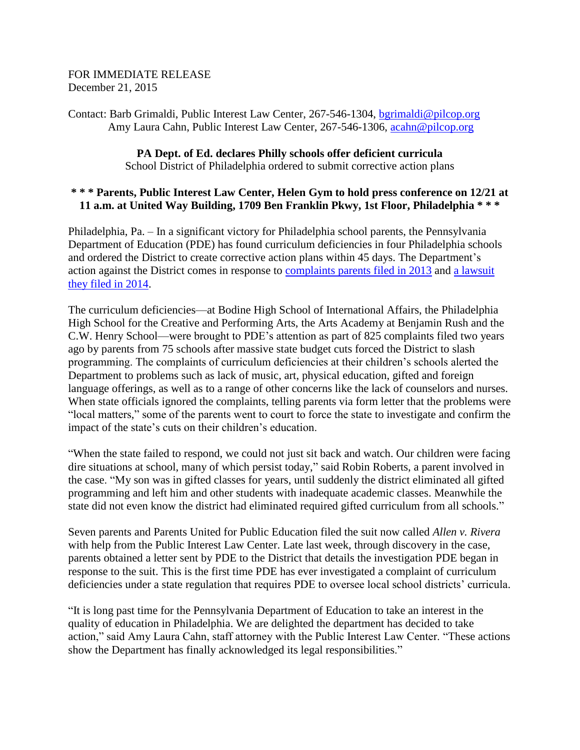FOR IMMEDIATE RELEASE
December 21, 2015

Contact: Barb Grimaldi, Public Interest Law Center, 267-546-1304, bgrimaldi@pilcop.org
Amy Laura Cahn, Public Interest Law Center, 267-546-1306, acahn@pilcop.org

**PA Dept. of Ed. declares Philly schools offer deficient curricula**
School District of Philadelphia ordered to submit corrective action plans

**\* \* \* Parents, Public Interest Law Center, Helen Gym to hold press conference on 12/21 at 11 a.m. at United Way Building, 1709 Ben Franklin Pkwy, 1st Floor, Philadelphia \* \* \***

Philadelphia, Pa. – In a significant victory for Philadelphia school parents, the Pennsylvania Department of Education (PDE) has found curriculum deficiencies in four Philadelphia schools and ordered the District to create corrective action plans within 45 days. The Department's action against the District comes in response to complaints parents filed in 2013 and a lawsuit they filed in 2014.

The curriculum deficiencies—at Bodine High School of International Affairs, the Philadelphia High School for the Creative and Performing Arts, the Arts Academy at Benjamin Rush and the C.W. Henry School—were brought to PDE's attention as part of 825 complaints filed two years ago by parents from 75 schools after massive state budget cuts forced the District to slash programming. The complaints of curriculum deficiencies at their children's schools alerted the Department to problems such as lack of music, art, physical education, gifted and foreign language offerings, as well as to a range of other concerns like the lack of counselors and nurses. When state officials ignored the complaints, telling parents via form letter that the problems were "local matters," some of the parents went to court to force the state to investigate and confirm the impact of the state's cuts on their children's education.

"When the state failed to respond, we could not just sit back and watch. Our children were facing dire situations at school, many of which persist today," said Robin Roberts, a parent involved in the case. "My son was in gifted classes for years, until suddenly the district eliminated all gifted programming and left him and other students with inadequate academic classes. Meanwhile the state did not even know the district had eliminated required gifted curriculum from all schools."

Seven parents and Parents United for Public Education filed the suit now called *Allen v. Rivera* with help from the Public Interest Law Center. Late last week, through discovery in the case, parents obtained a letter sent by PDE to the District that details the investigation PDE began in response to the suit. This is the first time PDE has ever investigated a complaint of curriculum deficiencies under a state regulation that requires PDE to oversee local school districts' curricula.

"It is long past time for the Pennsylvania Department of Education to take an interest in the quality of education in Philadelphia. We are delighted the department has decided to take action," said Amy Laura Cahn, staff attorney with the Public Interest Law Center. "These actions show the Department has finally acknowledged its legal responsibilities."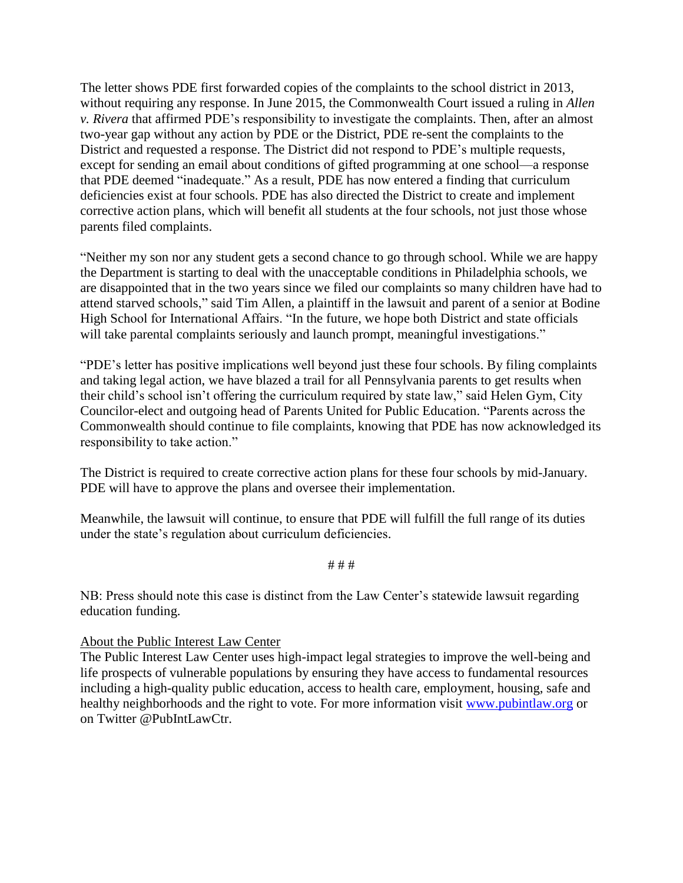The letter shows PDE first forwarded copies of the complaints to the school district in 2013, without requiring any response. In June 2015, the Commonwealth Court issued a ruling in *Allen v. Rivera* that affirmed PDE's responsibility to investigate the complaints. Then, after an almost two-year gap without any action by PDE or the District, PDE re-sent the complaints to the District and requested a response. The District did not respond to PDE's multiple requests, except for sending an email about conditions of gifted programming at one school—a response that PDE deemed "inadequate." As a result, PDE has now entered a finding that curriculum deficiencies exist at four schools. PDE has also directed the District to create and implement corrective action plans, which will benefit all students at the four schools, not just those whose parents filed complaints.

"Neither my son nor any student gets a second chance to go through school. While we are happy the Department is starting to deal with the unacceptable conditions in Philadelphia schools, we are disappointed that in the two years since we filed our complaints so many children have had to attend starved schools," said Tim Allen, a plaintiff in the lawsuit and parent of a senior at Bodine High School for International Affairs. "In the future, we hope both District and state officials will take parental complaints seriously and launch prompt, meaningful investigations."

"PDE's letter has positive implications well beyond just these four schools. By filing complaints and taking legal action, we have blazed a trail for all Pennsylvania parents to get results when their child's school isn't offering the curriculum required by state law," said Helen Gym, City Councilor-elect and outgoing head of Parents United for Public Education. "Parents across the Commonwealth should continue to file complaints, knowing that PDE has now acknowledged its responsibility to take action."

The District is required to create corrective action plans for these four schools by mid-January. PDE will have to approve the plans and oversee their implementation.

Meanwhile, the lawsuit will continue, to ensure that PDE will fulfill the full range of its duties under the state's regulation about curriculum deficiencies.

# # #

NB: Press should note this case is distinct from the Law Center's statewide lawsuit regarding education funding.

About the Public Interest Law Center

The Public Interest Law Center uses high-impact legal strategies to improve the well-being and life prospects of vulnerable populations by ensuring they have access to fundamental resources including a high-quality public education, access to health care, employment, housing, safe and healthy neighborhoods and the right to vote. For more information visit [www.pubintlaw.org](http://www.pubintlaw.org) or on Twitter @PubIntLawCtr.